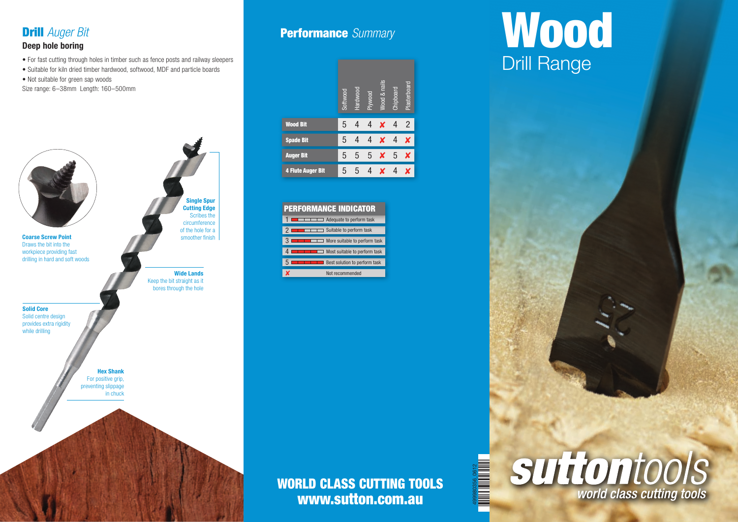## **Drill** *Auger Bit*

### Deep hole boring

- For fast cutting through holes in timber such as fence posts and railway sleepers
- Suitable for kiln dried timber hardwood, softwood, MDF and particle boards
- Not suitable for green sap woods

Size range: 6–38mm Length: 160–500mm

**Coarse Screw Point**
Draws the bit into the workpiece providing fast drilling in hard and soft woods

**Single Spur Cutting Edge**
Scribes the circumference of the hole for a smoother finish

**Wide Lands**
Keep the bit straight as it bores through the hole

**Solid Core**
Solid centre design provides extra rigidity while drilling

**Hex Shank**
For positive grip, preventing slippage in chuck

## **Performance** *Summary*

| | Softwood | Hardwood | Plywood | Wood & nails | Chipboard | Plasterboard |
|---|---|---|---|---|---|---|
| **Wood Bit** | 5 | 4 | 4 | ✘ | 4 | 2 |
| **Spade Bit** | 5 | 4 | 4 | ✘ | 4 | ✘ |
| **Auger Bit** | 5 | 5 | 5 | ✘ | 5 | ✘ |
| **4 Flute Auger Bit** | 5 | 5 | 4 | ✘ | 4 | ✘ |

| PERFORMANCE INDICATOR | |
|---|---|
| 1 | Adequate to perform task |
| 2 | Suitable to perform task |
| 3 | More suitable to perform task |
| 4 | Most suitable to perform task |
| 5 | Best solution to perform task |
| ✘ | Not recommended |

**WORLD CLASS CUTTING TOOLS**
**www.sutton.com.au**

# Wood
Drill Range

**sutton**tools
*world class cutting tools*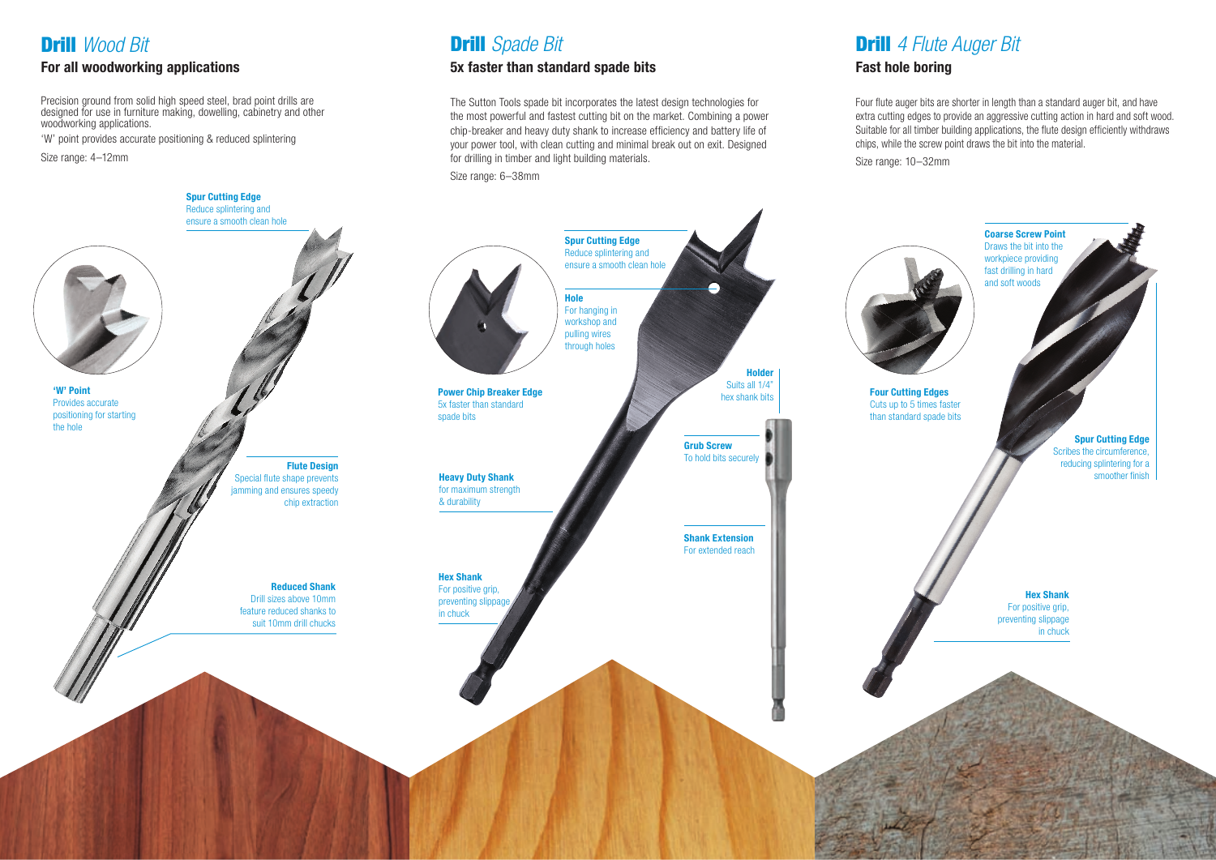## **Drill** *Wood Bit*

### For all woodworking applications

Precision ground from solid high speed steel, brad point drills are designed for use in furniture making, dowelling, cabinetry and other woodworking applications.

'W' point provides accurate positioning & reduced splintering

Size range: 4–12mm

**Spur Cutting Edge**
Reduce splintering and ensure a smooth clean hole

**'W' Point**
Provides accurate positioning for starting the hole

**Flute Design**
Special flute shape prevents jamming and ensures speedy chip extraction

**Reduced Shank**
Drill sizes above 10mm feature reduced shanks to suit 10mm drill chucks

## **Drill** *Spade Bit*

### 5x faster than standard spade bits

The Sutton Tools spade bit incorporates the latest design technologies for the most powerful and fastest cutting bit on the market. Combining a power chip-breaker and heavy duty shank to increase efficiency and battery life of your power tool, with clean cutting and minimal break out on exit. Designed for drilling in timber and light building materials.

Size range: 6–38mm

**Spur Cutting Edge**
Reduce splintering and ensure a smooth clean hole

**Hole**
For hanging in workshop and pulling wires through holes

**Power Chip Breaker Edge**
5x faster than standard spade bits

**Holder**
Suits all 1/4" hex shank bits

**Grub Screw**
To hold bits securely

**Heavy Duty Shank**
for maximum strength & durability

**Shank Extension**
For extended reach

**Hex Shank**
For positive grip, preventing slippage in chuck

## **Drill** *4 Flute Auger Bit*

### Fast hole boring

Four flute auger bits are shorter in length than a standard auger bit, and have extra cutting edges to provide an aggressive cutting action in hard and soft wood. Suitable for all timber building applications, the flute design efficiently withdraws chips, while the screw point draws the bit into the material.

Size range: 10–32mm

**Coarse Screw Point**
Draws the bit into the workpiece providing fast drilling in hard and soft woods

**Four Cutting Edges**
Cuts up to 5 times faster than standard spade bits

**Spur Cutting Edge**
Scribes the circumference, reducing splintering for a smoother finish

**Hex Shank**
For positive grip, preventing slippage in chuck